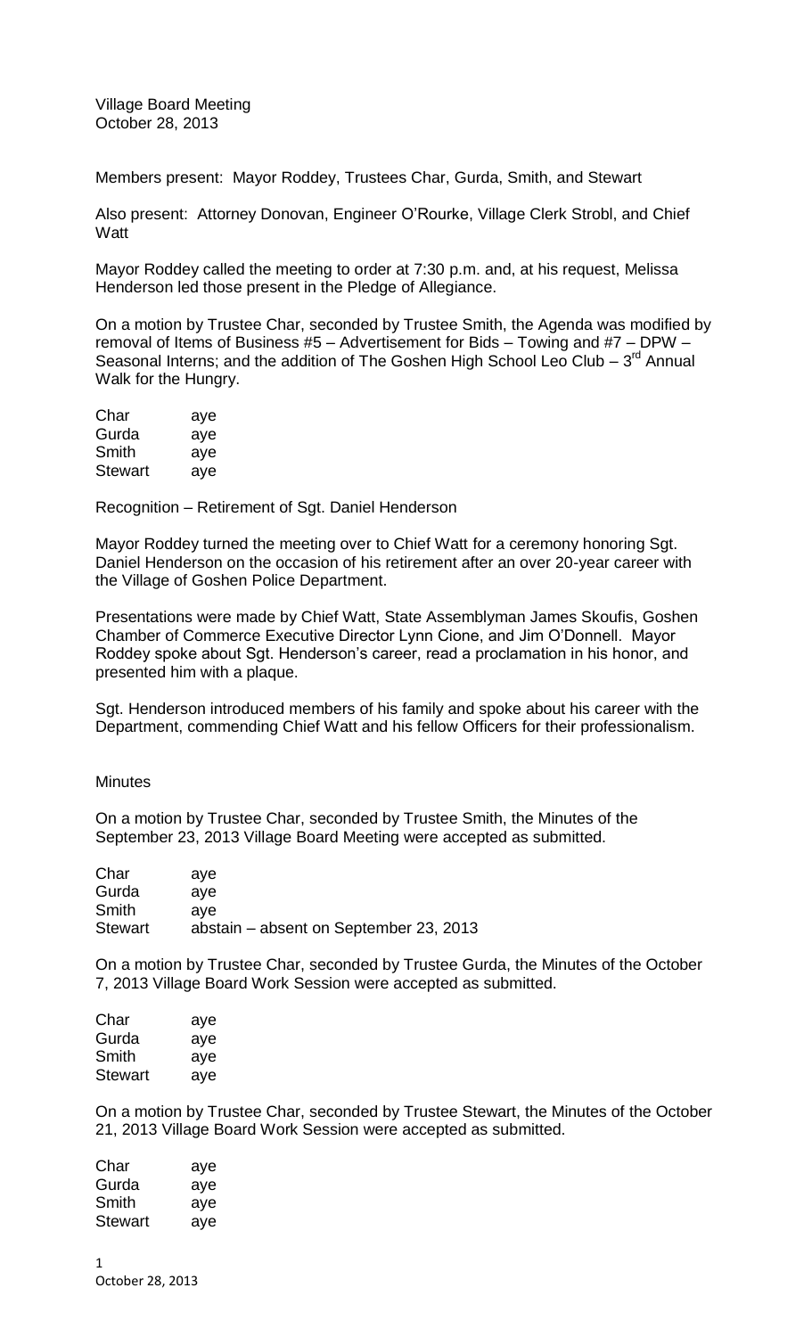Village Board Meeting
October 28, 2013

Members present: Mayor Roddey, Trustees Char, Gurda, Smith, and Stewart

Also present: Attorney Donovan, Engineer O'Rourke, Village Clerk Strobl, and Chief Watt

Mayor Roddey called the meeting to order at 7:30 p.m. and, at his request, Melissa Henderson led those present in the Pledge of Allegiance.

On a motion by Trustee Char, seconded by Trustee Smith, the Agenda was modified by removal of Items of Business #5 – Advertisement for Bids – Towing and #7 – DPW – Seasonal Interns; and the addition of The Goshen High School Leo Club – 3rd Annual Walk for the Hungry.

| | |
|---|---|
| Char | aye |
| Gurda | aye |
| Smith | aye |
| Stewart | aye |

Recognition – Retirement of Sgt. Daniel Henderson

Mayor Roddey turned the meeting over to Chief Watt for a ceremony honoring Sgt. Daniel Henderson on the occasion of his retirement after an over 20-year career with the Village of Goshen Police Department.

Presentations were made by Chief Watt, State Assemblyman James Skoufis, Goshen Chamber of Commerce Executive Director Lynn Cione, and Jim O'Donnell. Mayor Roddey spoke about Sgt. Henderson's career, read a proclamation in his honor, and presented him with a plaque.

Sgt. Henderson introduced members of his family and spoke about his career with the Department, commending Chief Watt and his fellow Officers for their professionalism.

Minutes

On a motion by Trustee Char, seconded by Trustee Smith, the Minutes of the September 23, 2013 Village Board Meeting were accepted as submitted.

| | |
|---|---|
| Char | aye |
| Gurda | aye |
| Smith | aye |
| Stewart | abstain – absent on September 23, 2013 |

On a motion by Trustee Char, seconded by Trustee Gurda, the Minutes of the October 7, 2013 Village Board Work Session were accepted as submitted.

| | |
|---|---|
| Char | aye |
| Gurda | aye |
| Smith | aye |
| Stewart | aye |

On a motion by Trustee Char, seconded by Trustee Stewart, the Minutes of the October 21, 2013 Village Board Work Session were accepted as submitted.

| | |
|---|---|
| Char | aye |
| Gurda | aye |
| Smith | aye |
| Stewart | aye |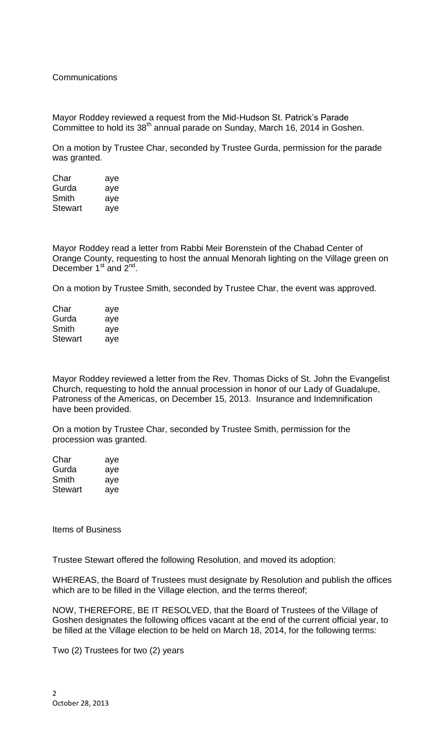Communications

Mayor Roddey reviewed a request from the Mid-Hudson St. Patrick's Parade Committee to hold its 38th annual parade on Sunday, March 16, 2014 in Goshen.

On a motion by Trustee Char, seconded by Trustee Gurda, permission for the parade was granted.

| | |
|---|---|
| Char | aye |
| Gurda | aye |
| Smith | aye |
| Stewart | aye |

Mayor Roddey read a letter from Rabbi Meir Borenstein of the Chabad Center of Orange County, requesting to host the annual Menorah lighting on the Village green on December 1st and 2nd.

On a motion by Trustee Smith, seconded by Trustee Char, the event was approved.

| | |
|---|---|
| Char | aye |
| Gurda | aye |
| Smith | aye |
| Stewart | aye |

Mayor Roddey reviewed a letter from the Rev. Thomas Dicks of St. John the Evangelist Church, requesting to hold the annual procession in honor of our Lady of Guadalupe, Patroness of the Americas, on December 15, 2013. Insurance and Indemnification have been provided.

On a motion by Trustee Char, seconded by Trustee Smith, permission for the procession was granted.

| | |
|---|---|
| Char | aye |
| Gurda | aye |
| Smith | aye |
| Stewart | aye |

Items of Business

Trustee Stewart offered the following Resolution, and moved its adoption:

WHEREAS, the Board of Trustees must designate by Resolution and publish the offices which are to be filled in the Village election, and the terms thereof;

NOW, THEREFORE, BE IT RESOLVED, that the Board of Trustees of the Village of Goshen designates the following offices vacant at the end of the current official year, to be filled at the Village election to be held on March 18, 2014, for the following terms:

Two (2) Trustees for two (2) years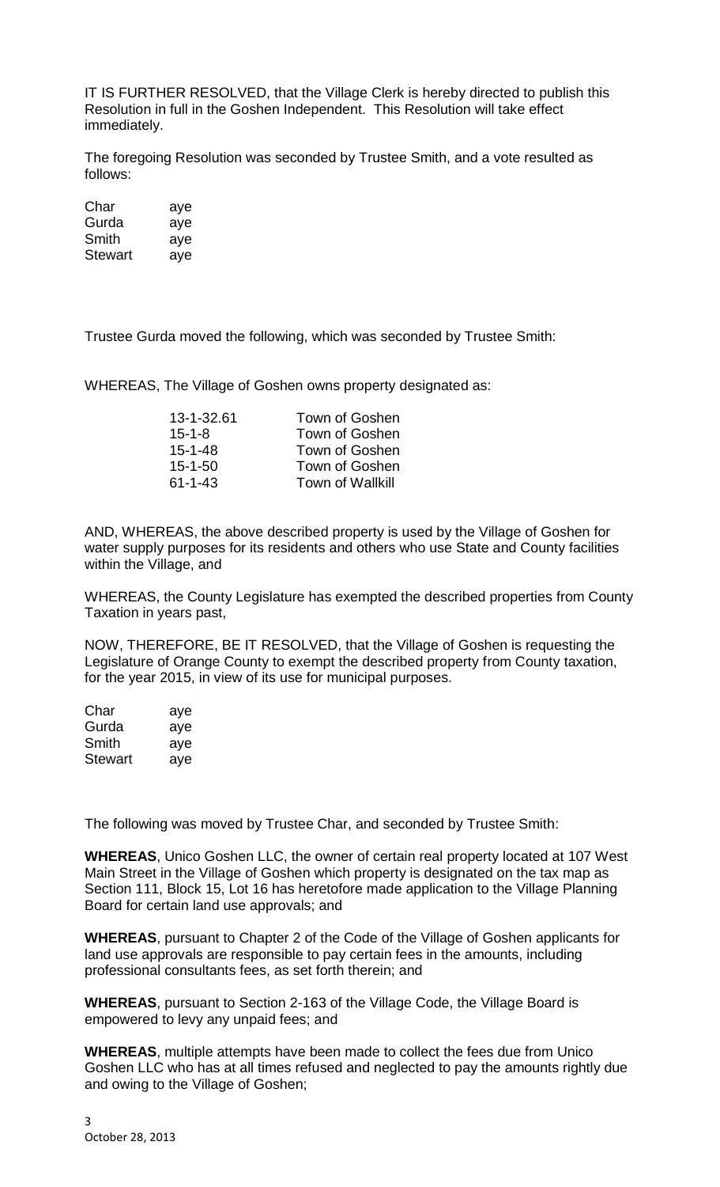IT IS FURTHER RESOLVED, that the Village Clerk is hereby directed to publish this Resolution in full in the Goshen Independent. This Resolution will take effect immediately.

The foregoing Resolution was seconded by Trustee Smith, and a vote resulted as follows:

| | |
|---|---|
| Char | aye |
| Gurda | aye |
| Smith | aye |
| Stewart | aye |

Trustee Gurda moved the following, which was seconded by Trustee Smith:

WHEREAS, The Village of Goshen owns property designated as:

| | |
|---|---|
| 13-1-32.61 | Town of Goshen |
| 15-1-8 | Town of Goshen |
| 15-1-48 | Town of Goshen |
| 15-1-50 | Town of Goshen |
| 61-1-43 | Town of Wallkill |

AND, WHEREAS, the above described property is used by the Village of Goshen for water supply purposes for its residents and others who use State and County facilities within the Village, and

WHEREAS, the County Legislature has exempted the described properties from County Taxation in years past,

NOW, THEREFORE, BE IT RESOLVED, that the Village of Goshen is requesting the Legislature of Orange County to exempt the described property from County taxation, for the year 2015, in view of its use for municipal purposes.

| | |
|---|---|
| Char | aye |
| Gurda | aye |
| Smith | aye |
| Stewart | aye |

The following was moved by Trustee Char, and seconded by Trustee Smith:

**WHEREAS**, Unico Goshen LLC, the owner of certain real property located at 107 West Main Street in the Village of Goshen which property is designated on the tax map as Section 111, Block 15, Lot 16 has heretofore made application to the Village Planning Board for certain land use approvals; and

**WHEREAS**, pursuant to Chapter 2 of the Code of the Village of Goshen applicants for land use approvals are responsible to pay certain fees in the amounts, including professional consultants fees, as set forth therein; and

**WHEREAS**, pursuant to Section 2-163 of the Village Code, the Village Board is empowered to levy any unpaid fees; and

**WHEREAS**, multiple attempts have been made to collect the fees due from Unico Goshen LLC who has at all times refused and neglected to pay the amounts rightly due and owing to the Village of Goshen;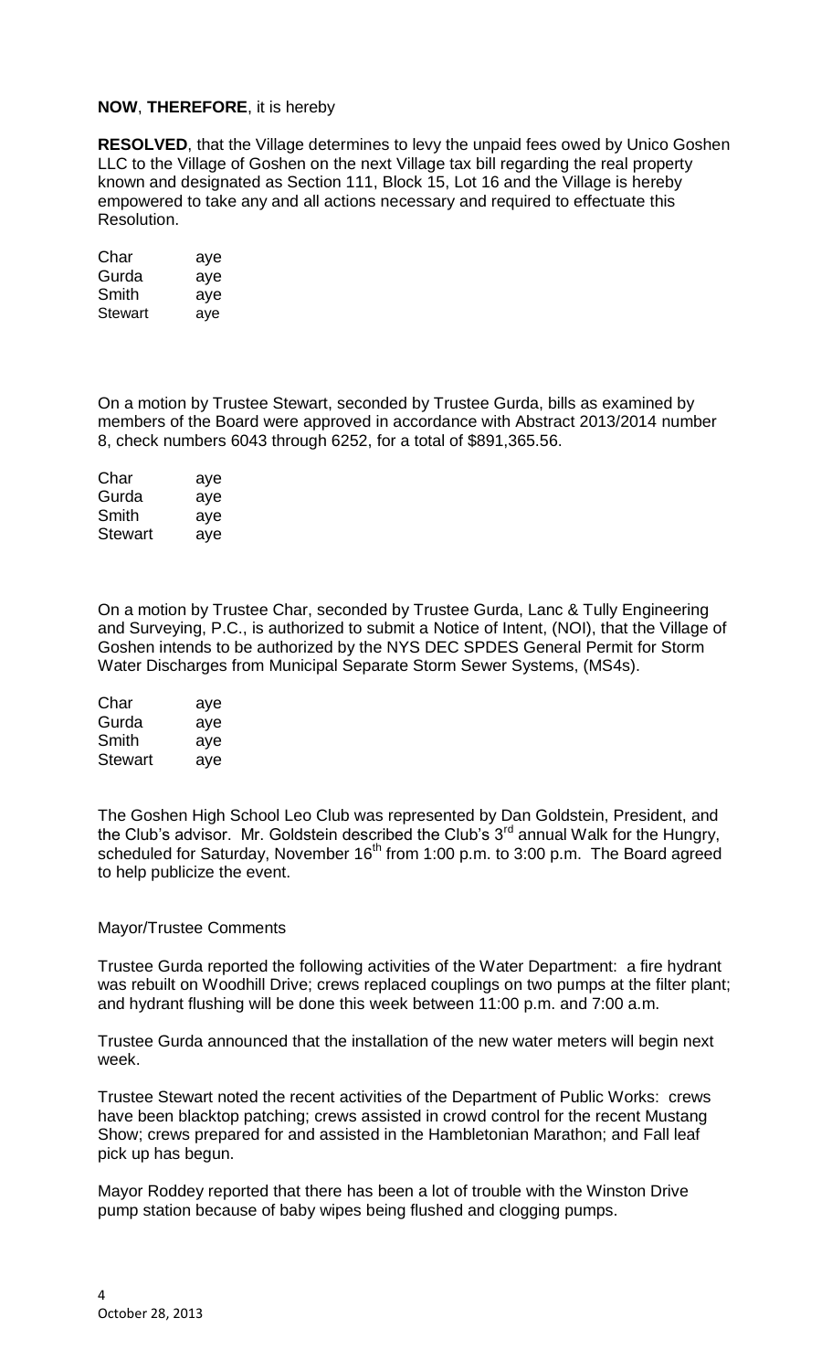**NOW**, **THEREFORE**, it is hereby

**RESOLVED**, that the Village determines to levy the unpaid fees owed by Unico Goshen LLC to the Village of Goshen on the next Village tax bill regarding the real property known and designated as Section 111, Block 15, Lot 16 and the Village is hereby empowered to take any and all actions necessary and required to effectuate this Resolution.

| | |
|---|---|
| Char | aye |
| Gurda | aye |
| Smith | aye |
| Stewart | aye |

On a motion by Trustee Stewart, seconded by Trustee Gurda, bills as examined by members of the Board were approved in accordance with Abstract 2013/2014 number 8, check numbers 6043 through 6252, for a total of $891,365.56.

| | |
|---|---|
| Char | aye |
| Gurda | aye |
| Smith | aye |
| Stewart | aye |

On a motion by Trustee Char, seconded by Trustee Gurda, Lanc & Tully Engineering and Surveying, P.C., is authorized to submit a Notice of Intent, (NOI), that the Village of Goshen intends to be authorized by the NYS DEC SPDES General Permit for Storm Water Discharges from Municipal Separate Storm Sewer Systems, (MS4s).

| | |
|---|---|
| Char | aye |
| Gurda | aye |
| Smith | aye |
| Stewart | aye |

The Goshen High School Leo Club was represented by Dan Goldstein, President, and the Club's advisor. Mr. Goldstein described the Club's 3rd annual Walk for the Hungry, scheduled for Saturday, November 16th from 1:00 p.m. to 3:00 p.m. The Board agreed to help publicize the event.

Mayor/Trustee Comments

Trustee Gurda reported the following activities of the Water Department: a fire hydrant was rebuilt on Woodhill Drive; crews replaced couplings on two pumps at the filter plant; and hydrant flushing will be done this week between 11:00 p.m. and 7:00 a.m.

Trustee Gurda announced that the installation of the new water meters will begin next week.

Trustee Stewart noted the recent activities of the Department of Public Works: crews have been blacktop patching; crews assisted in crowd control for the recent Mustang Show; crews prepared for and assisted in the Hambletonian Marathon; and Fall leaf pick up has begun.

Mayor Roddey reported that there has been a lot of trouble with the Winston Drive pump station because of baby wipes being flushed and clogging pumps.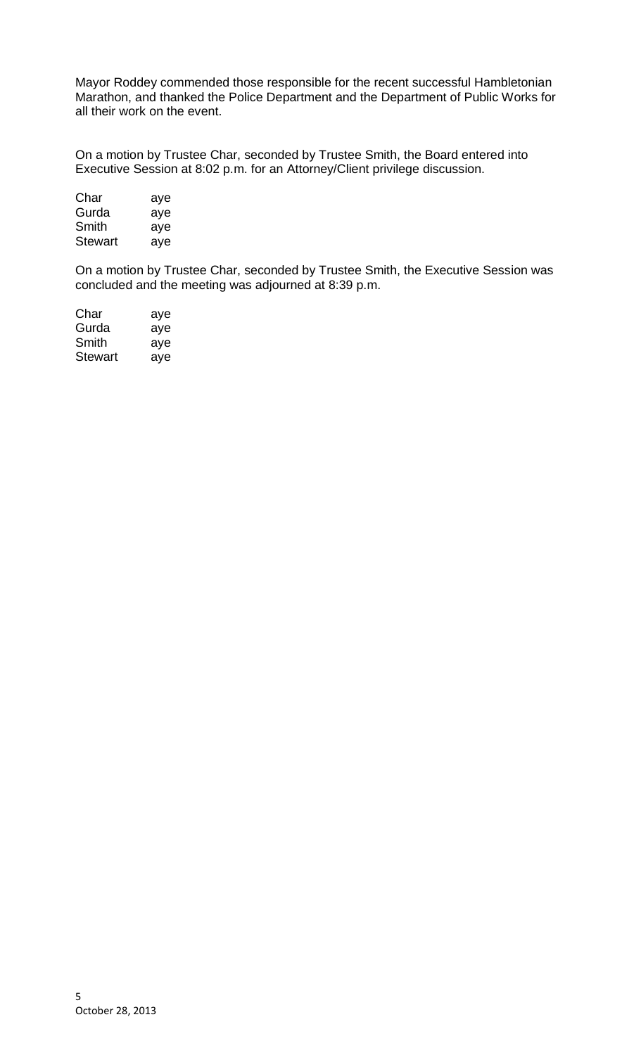Mayor Roddey commended those responsible for the recent successful Hambletonian Marathon, and thanked the Police Department and the Department of Public Works for all their work on the event.

On a motion by Trustee Char, seconded by Trustee Smith, the Board entered into Executive Session at 8:02 p.m. for an Attorney/Client privilege discussion.

| | |
|---|---|
| Char | aye |
| Gurda | aye |
| Smith | aye |
| Stewart | aye |

On a motion by Trustee Char, seconded by Trustee Smith, the Executive Session was concluded and the meeting was adjourned at 8:39 p.m.

| | |
|---|---|
| Char | aye |
| Gurda | aye |
| Smith | aye |
| Stewart | aye |